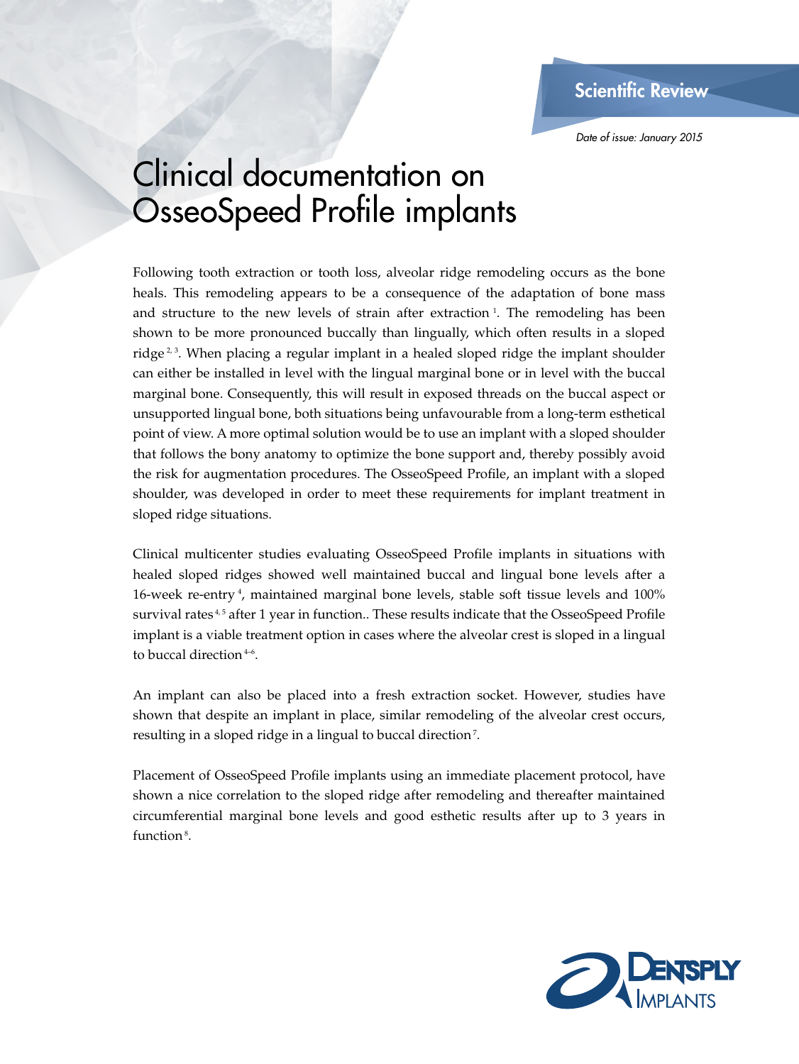Scientific Review

*Date of issue: January 2015*

# Clinical documentation on OsseoSpeed Profile implants

Following tooth extraction or tooth loss, alveolar ridge remodeling occurs as the bone heals. This remodeling appears to be a consequence of the adaptation of bone mass and structure to the new levels of strain after extraction [1]. The remodeling has been shown to be more pronounced buccally than lingually, which often results in a sloped ridge [2, 3]. When placing a regular implant in a healed sloped ridge the implant shoulder can either be installed in level with the lingual marginal bone or in level with the buccal marginal bone. Consequently, this will result in exposed threads on the buccal aspect or unsupported lingual bone, both situations being unfavourable from a long-term esthetical point of view. A more optimal solution would be to use an implant with a sloped shoulder that follows the bony anatomy to optimize the bone support and, thereby possibly avoid the risk for augmentation procedures. The OsseoSpeed Profile, an implant with a sloped shoulder, was developed in order to meet these requirements for implant treatment in sloped ridge situations.

Clinical multicenter studies evaluating OsseoSpeed Profile implants in situations with healed sloped ridges showed well maintained buccal and lingual bone levels after a 16-week re-entry [4], maintained marginal bone levels, stable soft tissue levels and 100% survival rates [4, 5] after 1 year in function.. These results indicate that the OsseoSpeed Profile implant is a viable treatment option in cases where the alveolar crest is sloped in a lingual to buccal direction [4–6].

An implant can also be placed into a fresh extraction socket. However, studies have shown that despite an implant in place, similar remodeling of the alveolar crest occurs, resulting in a sloped ridge in a lingual to buccal direction [7].

Placement of OsseoSpeed Profile implants using an immediate placement protocol, have shown a nice correlation to the sloped ridge after remodeling and thereafter maintained circumferential marginal bone levels and good esthetic results after up to 3 years in function [8].

DENTSPLY IMPLANTS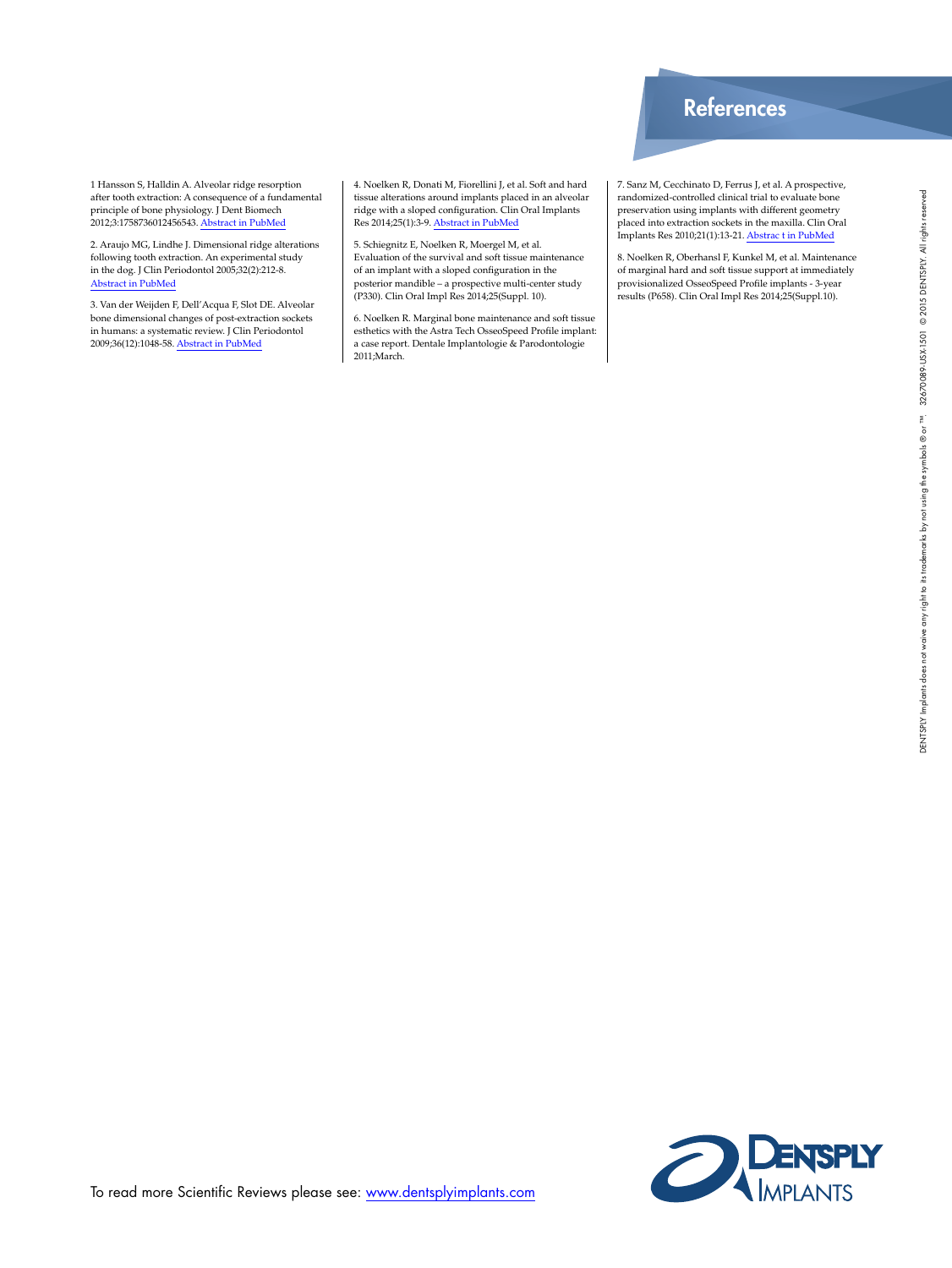# References

1 Hansson S, Halldin A. Alveolar ridge resorption after tooth extraction: A consequence of a fundamental principle of bone physiology. J Dent Biomech 2012;3:1758736012456543. [Abstract in PubMed]

2. Araujo MG, Lindhe J. Dimensional ridge alterations following tooth extraction. An experimental study in the dog. J Clin Periodontol 2005;32(2):212-8. [Abstract in PubMed]

3. Van der Weijden F, Dell'Acqua F, Slot DE. Alveolar bone dimensional changes of post-extraction sockets in humans: a systematic review. J Clin Periodontol 2009;36(12):1048-58. [Abstract in PubMed]

4. Noelken R, Donati M, Fiorellini J, et al. Soft and hard tissue alterations around implants placed in an alveolar ridge with a sloped configuration. Clin Oral Implants Res 2014;25(1):3-9. [Abstract in PubMed]

5. Schiegnitz E, Noelken R, Moergel M, et al. Evaluation of the survival and soft tissue maintenance of an implant with a sloped configuration in the posterior mandible – a prospective multi-center study (P330). Clin Oral Impl Res 2014;25(Suppl. 10).

6. Noelken R. Marginal bone maintenance and soft tissue esthetics with the Astra Tech OsseoSpeed Profile implant: a case report. Dentale Implantologie & Parodontologie 2011;March.

7. Sanz M, Cecchinato D, Ferrus J, et al. A prospective, randomized-controlled clinical trial to evaluate bone preservation using implants with different geometry placed into extraction sockets in the maxilla. Clin Oral Implants Res 2010;21(1):13-21. [Abstract in PubMed]

8. Noelken R, Oberhansl F, Kunkel M, et al. Maintenance of marginal hard and soft tissue support at immediately provisionalized OsseoSpeed Profile implants - 3-year results (P658). Clin Oral Impl Res 2014;25(Suppl.10).

To read more Scientific Reviews please see: www.dentsplyimplants.com

DENTSPLY Implants does not waive any right to its trademarks by not using the symbols ® or ™. 32670089-USX-1501 © 2015 DENTSPLY. All rights reserved

DENTSPLY IMPLANTS